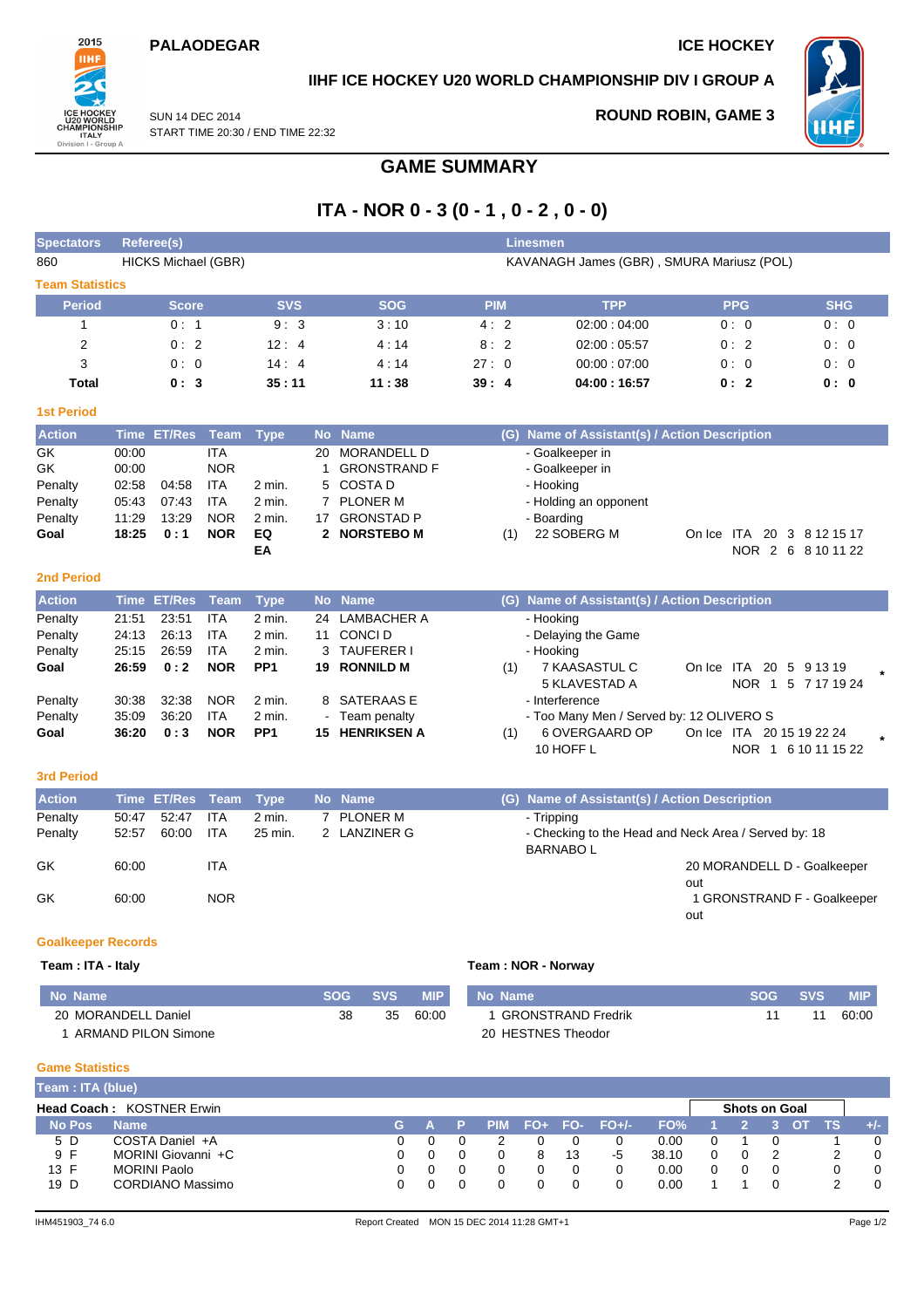**PALAODEGAR** | **ICE HOCKEY**

**IIHF ICE HOCKEY U20 WORLD CHAMPIONSHIP DIV I GROUP A**

SUN 14 DEC 2014
START TIME 20:30 / END TIME 22:32

**ROUND ROBIN, GAME 3**

# GAME SUMMARY

## ITA - NOR 0 - 3 (0 - 1 , 0 - 2 , 0 - 0)

| Spectators | Referee(s) | Linesmen |
|---|---|---|
| 860 | HICKS Michael (GBR) | KAVANAGH James (GBR) , SMURA Mariusz (POL) |

### Team Statistics

| Period | Score | SVS | SOG | PIM | TPP | PPG | SHG |
|---|---|---|---|---|---|---|---|
| 1 | 0 : 1 | 9 : 3 | 3 : 10 | 4 : 2 | 02:00 : 04:00 | 0 : 0 | 0 : 0 |
| 2 | 0 : 2 | 12 : 4 | 4 : 14 | 8 : 2 | 02:00 : 05:57 | 0 : 2 | 0 : 0 |
| 3 | 0 : 0 | 14 : 4 | 4 : 14 | 27 : 0 | 00:00 : 07:00 | 0 : 0 | 0 : 0 |
| **Total** | **0 : 3** | **35 : 11** | **11 : 38** | **39 : 4** | **04:00 : 16:57** | **0 : 2** | **0 : 0** |

### 1st Period

| Action | Time | ET/Res | Team | Type | No | Name | (G) | Name of Assistant(s) / Action Description | |
|---|---|---|---|---|---|---|---|---|---|
| GK | 00:00 | | ITA | | 20 | MORANDELL D | | - Goalkeeper in | |
| GK | 00:00 | | NOR | | 1 | GRONSTRAND F | | - Goalkeeper in | |
| Penalty | 02:58 | 04:58 | ITA | 2 min. | 5 | COSTA D | | - Hooking | |
| Penalty | 05:43 | 07:43 | ITA | 2 min. | 7 | PLONER M | | - Holding an opponent | |
| Penalty | 11:29 | 13:29 | NOR | 2 min. | 17 | GRONSTAD P | | - Boarding | |
| **Goal** | **18:25** | **0 : 1** | **NOR** | **EQ EA** | **2** | **NORSTEBO M** | (1) | 22 SOBERG M | On Ice ITA 20 3 8 12 15 17 / NOR 2 6 8 10 11 22 |

### 2nd Period

| Action | Time | ET/Res | Team | Type | No | Name | (G) | Name of Assistant(s) / Action Description | |
|---|---|---|---|---|---|---|---|---|---|
| Penalty | 21:51 | 23:51 | ITA | 2 min. | 24 | LAMBACHER A | | - Hooking | |
| Penalty | 24:13 | 26:13 | ITA | 2 min. | 11 | CONCI D | | - Delaying the Game | |
| Penalty | 25:15 | 26:59 | ITA | 2 min. | 3 | TAUFERER I | | - Hooking | |
| **Goal** | **26:59** | **0 : 2** | **NOR** | **PP1** | **19** | **RONNILD M** | (1) | 7 KAASASTUL C, 5 KLAVESTAD A | On Ice ITA 20 5 9 13 19 / NOR 1 5 7 17 19 24 * |
| Penalty | 30:38 | 32:38 | NOR | 2 min. | 8 | SATERAAS E | | - Interference | |
| Penalty | 35:09 | 36:20 | ITA | 2 min. | - | Team penalty | | - Too Many Men / Served by: 12 OLIVERO S | |
| **Goal** | **36:20** | **0 : 3** | **NOR** | **PP1** | **15** | **HENRIKSEN A** | (1) | 6 OVERGAARD OP, 10 HOFF L | On Ice ITA 20 15 19 22 24 / NOR 1 6 10 11 15 22 * |

### 3rd Period

| Action | Time | ET/Res | Team | Type | No | Name | (G) | Name of Assistant(s) / Action Description |
|---|---|---|---|---|---|---|---|---|
| Penalty | 50:47 | 52:47 | ITA | 2 min. | 7 | PLONER M | | - Tripping |
| Penalty | 52:57 | 60:00 | ITA | 25 min. | 2 | LANZINER G | | - Checking to the Head and Neck Area / Served by: 18 BARNABO L |
| GK | 60:00 | | ITA | | | | | 20 MORANDELL D - Goalkeeper out |
| GK | 60:00 | | NOR | | | | | 1 GRONSTRAND F - Goalkeeper out |

### Goalkeeper Records

**Team : ITA - Italy**

| No | Name | SOG | SVS | MIP |
|---|---|---|---|---|
| 20 | MORANDELL Daniel | 38 | 35 | 60:00 |
| 1 | ARMAND PILON Simone | | | |

**Team : NOR - Norway**

| No | Name | SOG | SVS | MIP |
|---|---|---|---|---|
| 1 | GRONSTRAND Fredrik | 11 | 11 | 60:00 |
| 20 | HESTNES Theodor | | | |

### Game Statistics

**Team : ITA (blue)**

**Head Coach :** KOSTNER Erwin

| No | Pos | Name | G | A | P | PIM | FO+ | FO- | FO+/- | FO% | 1 | 2 | 3 | OT | TS | +/- |
|---|---|---|---|---|---|---|---|---|---|---|---|---|---|---|---|---|
| | | | | | | | | | | | Shots on Goal | | | | | |
| 5 | D | COSTA Daniel +A | 0 | 0 | 0 | 2 | 0 | 0 | 0 | 0.00 | 0 | 1 | 0 | | 1 | 0 |
| 9 | F | MORINI Giovanni +C | 0 | 0 | 0 | 0 | 8 | 13 | -5 | 38.10 | 0 | 0 | 2 | | 2 | 0 |
| 13 | F | MORINI Paolo | 0 | 0 | 0 | 0 | 0 | 0 | 0 | 0.00 | 0 | 0 | 0 | | 0 | 0 |
| 19 | D | CORDIANO Massimo | 0 | 0 | 0 | 0 | 0 | 0 | 0 | 0.00 | 1 | 1 | 0 | | 2 | 0 |

IHM451903_74 6.0 Report Created MON 15 DEC 2014 11:28 GMT+1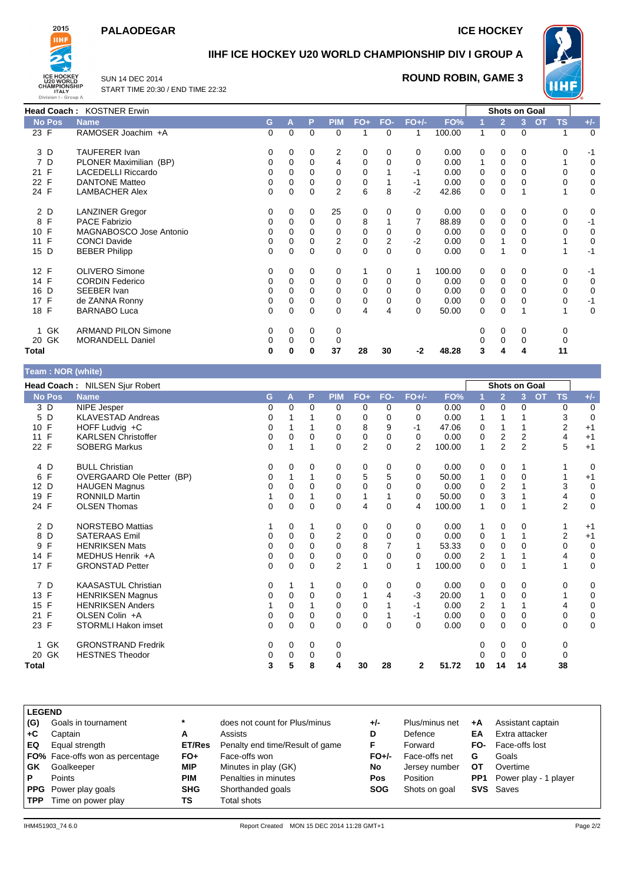**PALAODEGAR** **ICE HOCKEY**

## IIHF ICE HOCKEY U20 WORLD CHAMPIONSHIP DIV I GROUP A

SUN 14 DEC 2014
START TIME 20:30 / END TIME 22:32

**ROUND ROBIN, GAME 3**

**Head Coach :** KOSTNER Erwin

| No | Pos | Name | G | A | P | PIM | FO+ | FO- | FO+/- | FO% | Shots on Goal 1 | 2 | 3 | OT | TS | +/- |
|---|---|---|---|---|---|---|---|---|---|---|---|---|---|---|---|---|
| 23 | F | RAMOSER Joachim +A | 0 | 0 | 0 | 0 | 1 | 0 | 1 | 100.00 | 1 | 0 | 0 | | 1 | 0 |
| 3 | D | TAUFERER Ivan | 0 | 0 | 0 | 2 | 0 | 0 | 0 | 0.00 | 0 | 0 | 0 | | 0 | -1 |
| 7 | D | PLONER Maximilian (BP) | 0 | 0 | 0 | 4 | 0 | 0 | 0 | 0.00 | 1 | 0 | 0 | | 1 | 0 |
| 21 | F | LACEDELLI Riccardo | 0 | 0 | 0 | 0 | 0 | 1 | -1 | 0.00 | 0 | 0 | 0 | | 0 | 0 |
| 22 | F | DANTONE Matteo | 0 | 0 | 0 | 0 | 0 | 1 | -1 | 0.00 | 0 | 0 | 0 | | 0 | 0 |
| 24 | F | LAMBACHER Alex | 0 | 0 | 0 | 2 | 6 | 8 | -2 | 42.86 | 0 | 0 | 1 | | 1 | 0 |
| 2 | D | LANZINER Gregor | 0 | 0 | 0 | 25 | 0 | 0 | 0 | 0.00 | 0 | 0 | 0 | | 0 | 0 |
| 8 | F | PACE Fabrizio | 0 | 0 | 0 | 0 | 8 | 1 | 7 | 88.89 | 0 | 0 | 0 | | 0 | -1 |
| 10 | F | MAGNABOSCO Jose Antonio | 0 | 0 | 0 | 0 | 0 | 0 | 0 | 0.00 | 0 | 0 | 0 | | 0 | 0 |
| 11 | F | CONCI Davide | 0 | 0 | 0 | 2 | 0 | 2 | -2 | 0.00 | 0 | 1 | 0 | | 1 | 0 |
| 15 | D | BEBER Philipp | 0 | 0 | 0 | 0 | 0 | 0 | 0 | 0.00 | 0 | 1 | 0 | | 1 | -1 |
| 12 | F | OLIVERO Simone | 0 | 0 | 0 | 0 | 1 | 0 | 1 | 100.00 | 0 | 0 | 0 | | 0 | -1 |
| 14 | F | CORDIN Federico | 0 | 0 | 0 | 0 | 0 | 0 | 0 | 0.00 | 0 | 0 | 0 | | 0 | 0 |
| 16 | D | SEEBER Ivan | 0 | 0 | 0 | 0 | 0 | 0 | 0 | 0.00 | 0 | 0 | 0 | | 0 | 0 |
| 17 | F | de ZANNA Ronny | 0 | 0 | 0 | 0 | 0 | 0 | 0 | 0.00 | 0 | 0 | 0 | | 0 | -1 |
| 18 | F | BARNABO Luca | 0 | 0 | 0 | 0 | 4 | 4 | 0 | 50.00 | 0 | 0 | 1 | | 1 | 0 |
| 1 | GK | ARMAND PILON Simone | 0 | 0 | 0 | 0 | | | | | 0 | 0 | 0 | | 0 | |
| 20 | GK | MORANDELL Daniel | 0 | 0 | 0 | 0 | | | | | 0 | 0 | 0 | | 0 | |
| **Total** | | | **0** | **0** | **0** | **37** | **28** | **30** | **-2** | **48.28** | **3** | **4** | **4** | | **11** | |

**Team : NOR (white)**

**Head Coach :** NILSEN Sjur Robert

| No | Pos | Name | G | A | P | PIM | FO+ | FO- | FO+/- | FO% | Shots on Goal 1 | 2 | 3 | OT | TS | +/- |
|---|---|---|---|---|---|---|---|---|---|---|---|---|---|---|---|---|
| 3 | D | NIPE Jesper | 0 | 0 | 0 | 0 | 0 | 0 | 0 | 0.00 | 0 | 0 | 0 | | 0 | 0 |
| 5 | D | KLAVESTAD Andreas | 0 | 1 | 1 | 0 | 0 | 0 | 0 | 0.00 | 1 | 1 | 1 | | 3 | 0 |
| 10 | F | HOFF Ludvig +C | 0 | 1 | 1 | 0 | 8 | 9 | -1 | 47.06 | 0 | 1 | 1 | | 2 | +1 |
| 11 | F | KARLSEN Christoffer | 0 | 0 | 0 | 0 | 0 | 0 | 0 | 0.00 | 0 | 2 | 2 | | 4 | +1 |
| 22 | F | SOBERG Markus | 0 | 1 | 1 | 0 | 2 | 0 | 2 | 100.00 | 1 | 2 | 2 | | 5 | +1 |
| 4 | D | BULL Christian | 0 | 0 | 0 | 0 | 0 | 0 | 0 | 0.00 | 0 | 0 | 1 | | 1 | 0 |
| 6 | F | OVERGAARD Ole Petter (BP) | 0 | 1 | 1 | 0 | 5 | 5 | 0 | 50.00 | 1 | 0 | 0 | | 1 | +1 |
| 12 | D | HAUGEN Magnus | 0 | 0 | 0 | 0 | 0 | 0 | 0 | 0.00 | 0 | 2 | 1 | | 3 | 0 |
| 19 | F | RONNILD Martin | 1 | 0 | 1 | 0 | 1 | 1 | 0 | 50.00 | 0 | 3 | 1 | | 4 | 0 |
| 24 | F | OLSEN Thomas | 0 | 0 | 0 | 0 | 4 | 0 | 4 | 100.00 | 1 | 0 | 1 | | 2 | 0 |
| 2 | D | NORSTEBO Mattias | 1 | 0 | 1 | 0 | 0 | 0 | 0 | 0.00 | 1 | 0 | 0 | | 1 | +1 |
| 8 | D | SATERAAS Emil | 0 | 0 | 0 | 2 | 0 | 0 | 0 | 0.00 | 0 | 1 | 1 | | 2 | +1 |
| 9 | F | HENRIKSEN Mats | 0 | 0 | 0 | 0 | 8 | 7 | 1 | 53.33 | 0 | 0 | 0 | | 0 | 0 |
| 14 | F | MEDHUS Henrik +A | 0 | 0 | 0 | 0 | 0 | 0 | 0 | 0.00 | 2 | 1 | 1 | | 4 | 0 |
| 17 | F | GRONSTAD Petter | 0 | 0 | 0 | 2 | 1 | 0 | 1 | 100.00 | 0 | 0 | 1 | | 1 | 0 |
| 7 | D | KAASASTUL Christian | 0 | 1 | 1 | 0 | 0 | 0 | 0 | 0.00 | 0 | 0 | 0 | | 0 | 0 |
| 13 | F | HENRIKSEN Magnus | 0 | 0 | 0 | 0 | 1 | 4 | -3 | 20.00 | 1 | 0 | 0 | | 1 | 0 |
| 15 | F | HENRIKSEN Anders | 1 | 0 | 1 | 0 | 0 | 1 | -1 | 0.00 | 2 | 1 | 1 | | 4 | 0 |
| 21 | F | OLSEN Colin +A | 0 | 0 | 0 | 0 | 0 | 1 | -1 | 0.00 | 0 | 0 | 0 | | 0 | 0 |
| 23 | F | STORMLI Hakon imset | 0 | 0 | 0 | 0 | 0 | 0 | 0 | 0.00 | 0 | 0 | 0 | | 0 | 0 |
| 1 | GK | GRONSTRAND Fredrik | 0 | 0 | 0 | 0 | | | | | 0 | 0 | 0 | | 0 | |
| 20 | GK | HESTNES Theodor | 0 | 0 | 0 | 0 | | | | | 0 | 0 | 0 | | 0 | |
| **Total** | | | **3** | **5** | **8** | **4** | **30** | **28** | **2** | **51.72** | **10** | **14** | **14** | | **38** | |

**LEGEND**

| | | | | | | | |
|---|---|---|---|---|---|---|---|
| (G) | Goals in tournament | * | does not count for Plus/minus | +/- | Plus/minus net | +A | Assistant captain |
| +C | Captain | A | Assists | D | Defence | EA | Extra attacker |
| EQ | Equal strength | ET/Res | Penalty end time/Result of game | F | Forward | FO- | Face-offs lost |
| FO% | Face-offs won as percentage | FO+ | Face-offs won | FO+/- | Face-offs net | G | Goals |
| GK | Goalkeeper | MIP | Minutes in play (GK) | No | Jersey number | OT | Overtime |
| P | Points | PIM | Penalties in minutes | Pos | Position | PP1 | Power play - 1 player |
| PPG | Power play goals | SHG | Shorthanded goals | SOG | Shots on goal | SVS | Saves |
| TPP | Time on power play | TS | Total shots | | | | |

IHM451903_74 6.0 Report Created MON 15 DEC 2014 11:28 GMT+1